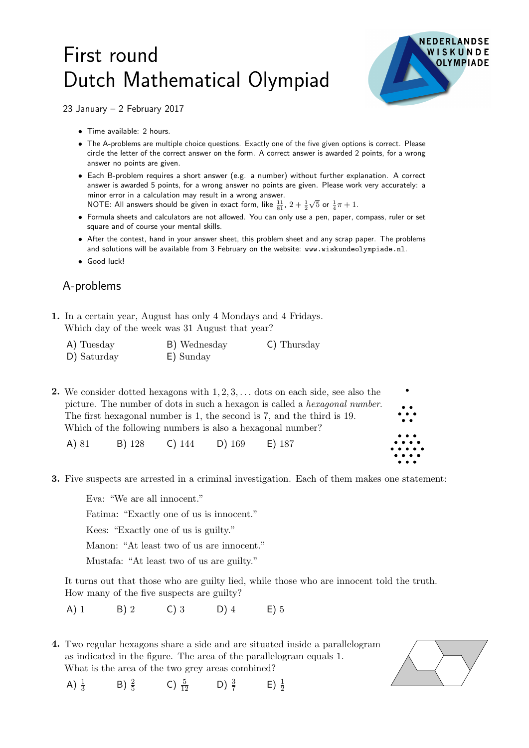# First round
# Dutch Mathematical Olympiad

23 January – 2 February 2017

- Time available: 2 hours.
- The A-problems are multiple choice questions. Exactly one of the five given options is correct. Please circle the letter of the correct answer on the form. A correct answer is awarded 2 points, for a wrong answer no points are given.
- Each B-problem requires a short answer (e.g. a number) without further explanation. A correct answer is awarded 5 points, for a wrong answer no points are given. Please work very accurately: a minor error in a calculation may result in a wrong answer.
  NOTE: All answers should be given in exact form, like $\frac{11}{81}$, $2 + \frac{1}{2}\sqrt{5}$ or $\frac{1}{4}\pi + 1$.
- Formula sheets and calculators are not allowed. You can only use a pen, paper, compass, ruler or set square and of course your mental skills.
- After the contest, hand in your answer sheet, this problem sheet and any scrap paper. The problems and solutions will be available from 3 February on the website: www.wiskundeolympiade.nl.
- Good luck!

## A-problems

**1.** In a certain year, August has only 4 Mondays and 4 Fridays.
Which day of the week was 31 August that year?

A) Tuesday B) Wednesday C) Thursday
D) Saturday E) Sunday

**2.** We consider dotted hexagons with $1, 2, 3, \ldots$ dots on each side, see also the picture. The number of dots in such a hexagon is called a *hexagonal number*. The first hexagonal number is 1, the second is 7, and the third is 19.
Which of the following numbers is also a hexagonal number?

A) 81 B) 128 C) 144 D) 169 E) 187

**3.** Five suspects are arrested in a criminal investigation. Each of them makes one statement:

Eva: "We are all innocent."
Fatima: "Exactly one of us is innocent."
Kees: "Exactly one of us is guilty."
Manon: "At least two of us are innocent."
Mustafa: "At least two of us are guilty."

It turns out that those who are guilty lied, while those who are innocent told the truth.
How many of the five suspects are guilty?

A) 1 B) 2 C) 3 D) 4 E) 5

**4.** Two regular hexagons share a side and are situated inside a parallelogram as indicated in the figure. The area of the parallelogram equals 1.
What is the area of the two grey areas combined?

A) $\frac{1}{3}$ B) $\frac{2}{5}$ C) $\frac{5}{12}$ D) $\frac{3}{7}$ E) $\frac{1}{2}$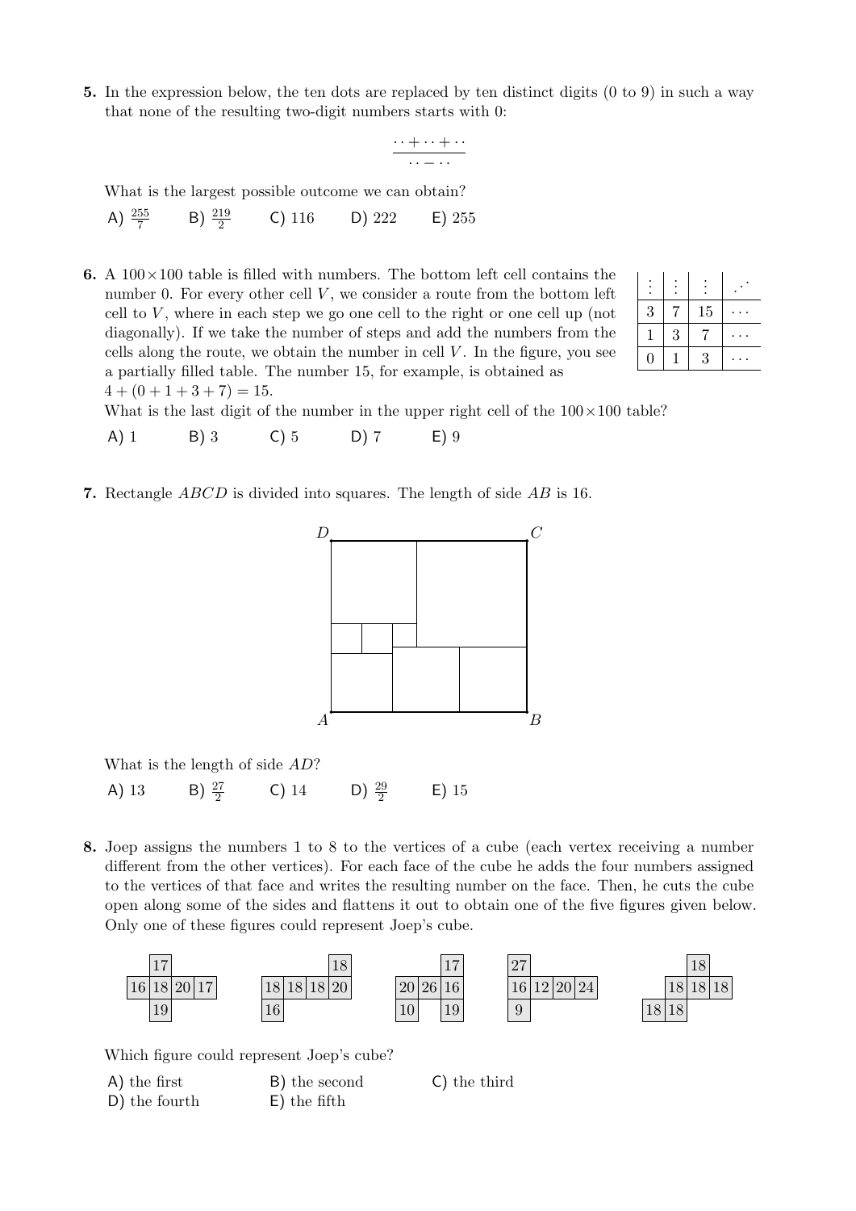**5.** In the expression below, the ten dots are replaced by ten distinct digits (0 to 9) in such a way that none of the resulting two-digit numbers starts with 0:

$$\frac{\cdot\cdot + \cdot\cdot + \cdot\cdot}{\cdot\cdot - \cdot\cdot}$$

What is the largest possible outcome we can obtain?

A) $\frac{255}{7}$ B) $\frac{219}{2}$ C) 116 D) 222 E) 255

**6.** A $100 \times 100$ table is filled with numbers. The bottom left cell contains the number 0. For every other cell $V$, we consider a route from the bottom left cell to $V$, where in each step we go one cell to the right or one cell up (not diagonally). If we take the number of steps and add the numbers from the cells along the route, we obtain the number in cell $V$. In the figure, you see a partially filled table. The number 15, for example, is obtained as $4 + (0 + 1 + 3 + 7) = 15$.

| ⋮ | ⋮ | ⋮ | ⋰ |
|---|---|---|---|
| 3 | 7 | 15 | ⋯ |
| 1 | 3 | 7 | ⋯ |
| 0 | 1 | 3 | ⋯ |

What is the last digit of the number in the upper right cell of the $100 \times 100$ table?

A) 1 B) 3 C) 5 D) 7 E) 9

**7.** Rectangle $ABCD$ is divided into squares. The length of side $AB$ is 16.

What is the length of side $AD$?

A) 13 B) $\frac{27}{2}$ C) 14 D) $\frac{29}{2}$ E) 15

**8.** Joep assigns the numbers 1 to 8 to the vertices of a cube (each vertex receiving a number different from the other vertices). For each face of the cube he adds the four numbers assigned to the vertices of that face and writes the resulting number on the face. Then, he cuts the cube open along some of the sides and flattens it out to obtain one of the five figures given below. Only one of these figures could represent Joep's cube.

First figure:

| | 17 | | |
|---|---|---|---|
| 16 | 18 | 20 | 17 |
| | 19 | | |

Second figure:

| | | | 18 |
|---|---|---|---|
| 18 | 18 | 18 | 20 |
| 16 | | | |

Third figure:

| | | 17 |
|---|---|---|
| 20 | 26 | 16 |
| 10 | | 19 |

Fourth figure:

| 27 | | | |
|---|---|---|---|
| 16 | 12 | 20 | 24 |
| 9 | | | |

Fifth figure:

| | | 18 | |
|---|---|---|---|
| | 18 | 18 | 18 |
| 18 | 18 | | |

Which figure could represent Joep's cube?

A) the first B) the second C) the third
D) the fourth E) the fifth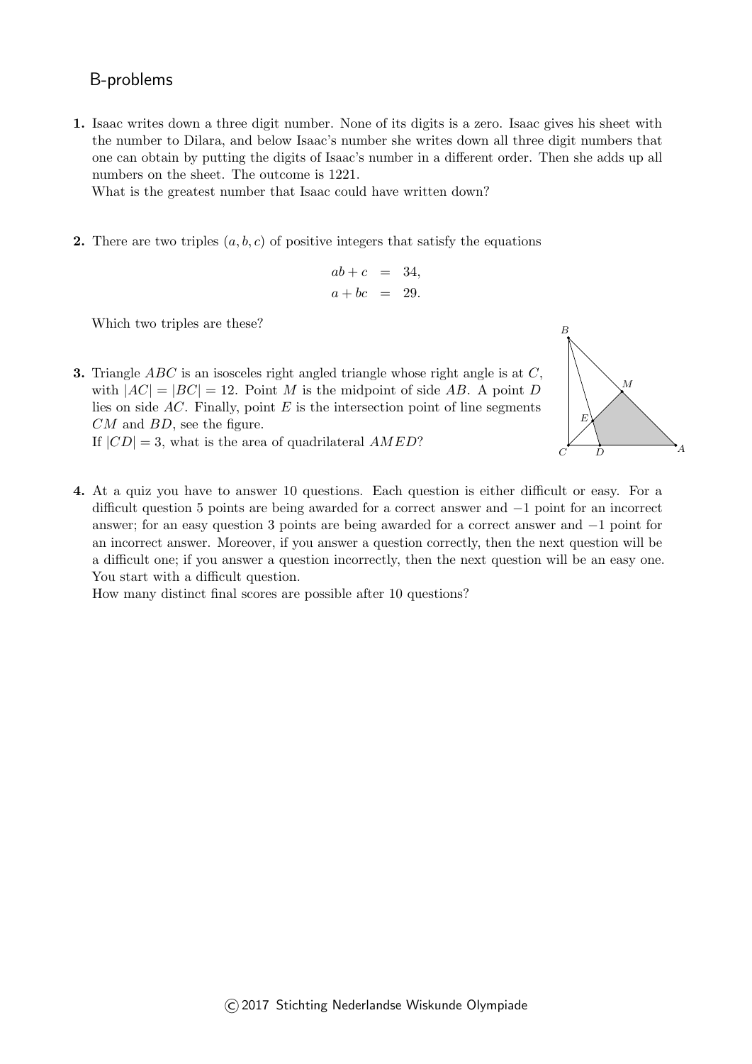## B-problems

**1.** Isaac writes down a three digit number. None of its digits is a zero. Isaac gives his sheet with the number to Dilara, and below Isaac's number she writes down all three digit numbers that one can obtain by putting the digits of Isaac's number in a different order. Then she adds up all numbers on the sheet. The outcome is 1221.
What is the greatest number that Isaac could have written down?

**2.** There are two triples $(a, b, c)$ of positive integers that satisfy the equations

$$\begin{aligned} ab + c &= 34, \\ a + bc &= 29. \end{aligned}$$

Which two triples are these?

**3.** Triangle $ABC$ is an isosceles right angled triangle whose right angle is at $C$, with $|AC| = |BC| = 12$. Point $M$ is the midpoint of side $AB$. A point $D$ lies on side $AC$. Finally, point $E$ is the intersection point of line segments $CM$ and $BD$, see the figure.
If $|CD| = 3$, what is the area of quadrilateral $AMED$?

B
M
E
C D A

**4.** At a quiz you have to answer 10 questions. Each question is either difficult or easy. For a difficult question 5 points are being awarded for a correct answer and $-1$ point for an incorrect answer; for an easy question 3 points are being awarded for a correct answer and $-1$ point for an incorrect answer. Moreover, if you answer a question correctly, then the next question will be a difficult one; if you answer a question incorrectly, then the next question will be an easy one. You start with a difficult question.
How many distinct final scores are possible after 10 questions?

© 2017 Stichting Nederlandse Wiskunde Olympiade